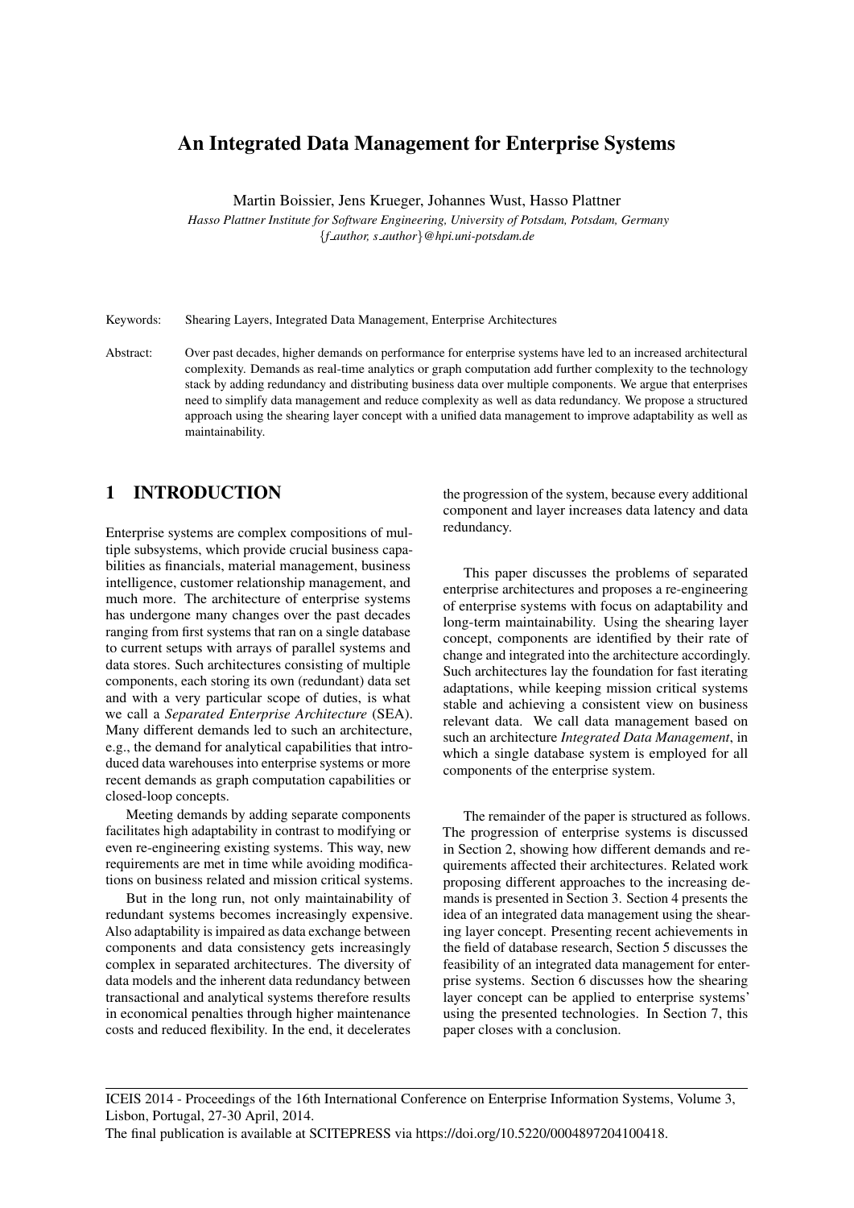# An Integrated Data Management for Enterprise Systems

Martin Boissier, Jens Krueger, Johannes Wust, Hasso Plattner

*Hasso Plattner Institute for Software Engineering, University of Potsdam, Potsdam, Germany*
*{f_author, s_author}@hpi.uni-potsdam.de*

Keywords: Shearing Layers, Integrated Data Management, Enterprise Architectures

Abstract: Over past decades, higher demands on performance for enterprise systems have led to an increased architectural complexity. Demands as real-time analytics or graph computation add further complexity to the technology stack by adding redundancy and distributing business data over multiple components. We argue that enterprises need to simplify data management and reduce complexity as well as data redundancy. We propose a structured approach using the shearing layer concept with a unified data management to improve adaptability as well as maintainability.

## 1 INTRODUCTION

Enterprise systems are complex compositions of multiple subsystems, which provide crucial business capabilities as financials, material management, business intelligence, customer relationship management, and much more. The architecture of enterprise systems has undergone many changes over the past decades ranging from first systems that ran on a single database to current setups with arrays of parallel systems and data stores. Such architectures consisting of multiple components, each storing its own (redundant) data set and with a very particular scope of duties, is what we call a *Separated Enterprise Architecture* (SEA). Many different demands led to such an architecture, e.g., the demand for analytical capabilities that introduced data warehouses into enterprise systems or more recent demands as graph computation capabilities or closed-loop concepts.

Meeting demands by adding separate components facilitates high adaptability in contrast to modifying or even re-engineering existing systems. This way, new requirements are met in time while avoiding modifications on business related and mission critical systems.

But in the long run, not only maintainability of redundant systems becomes increasingly expensive. Also adaptability is impaired as data exchange between components and data consistency gets increasingly complex in separated architectures. The diversity of data models and the inherent data redundancy between transactional and analytical systems therefore results in economical penalties through higher maintenance costs and reduced flexibility. In the end, it decelerates the progression of the system, because every additional component and layer increases data latency and data redundancy.

This paper discusses the problems of separated enterprise architectures and proposes a re-engineering of enterprise systems with focus on adaptability and long-term maintainability. Using the shearing layer concept, components are identified by their rate of change and integrated into the architecture accordingly. Such architectures lay the foundation for fast iterating adaptations, while keeping mission critical systems stable and achieving a consistent view on business relevant data. We call data management based on such an architecture *Integrated Data Management*, in which a single database system is employed for all components of the enterprise system.

The remainder of the paper is structured as follows. The progression of enterprise systems is discussed in Section 2, showing how different demands and requirements affected their architectures. Related work proposing different approaches to the increasing demands is presented in Section 3. Section 4 presents the idea of an integrated data management using the shearing layer concept. Presenting recent achievements in the field of database research, Section 5 discusses the feasibility of an integrated data management for enterprise systems. Section 6 discusses how the shearing layer concept can be applied to enterprise systems' using the presented technologies. In Section 7, this paper closes with a conclusion.

ICEIS 2014 - Proceedings of the 16th International Conference on Enterprise Information Systems, Volume 3, Lisbon, Portugal, 27-30 April, 2014.
The final publication is available at SCITEPRESS via https://doi.org/10.5220/0004897204100418.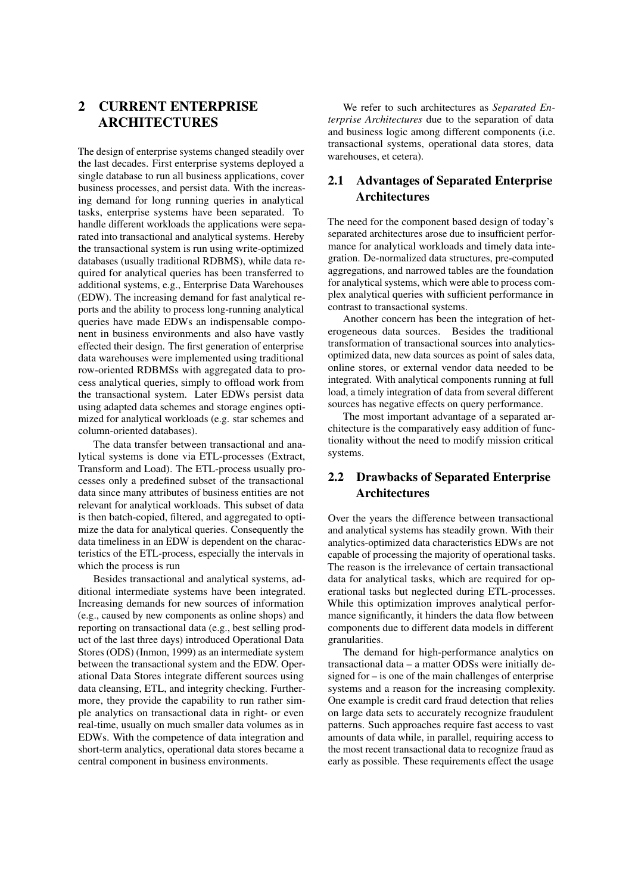# 2 CURRENT ENTERPRISE ARCHITECTURES

The design of enterprise systems changed steadily over the last decades. First enterprise systems deployed a single database to run all business applications, cover business processes, and persist data. With the increasing demand for long running queries in analytical tasks, enterprise systems have been separated. To handle different workloads the applications were separated into transactional and analytical systems. Hereby the transactional system is run using write-optimized databases (usually traditional RDBMS), while data required for analytical queries has been transferred to additional systems, e.g., Enterprise Data Warehouses (EDW). The increasing demand for fast analytical reports and the ability to process long-running analytical queries have made EDWs an indispensable component in business environments and also have vastly effected their design. The first generation of enterprise data warehouses were implemented using traditional row-oriented RDBMSs with aggregated data to process analytical queries, simply to offload work from the transactional system. Later EDWs persist data using adapted data schemes and storage engines optimized for analytical workloads (e.g. star schemes and column-oriented databases).

The data transfer between transactional and analytical systems is done via ETL-processes (Extract, Transform and Load). The ETL-process usually processes only a predefined subset of the transactional data since many attributes of business entities are not relevant for analytical workloads. This subset of data is then batch-copied, filtered, and aggregated to optimize the data for analytical queries. Consequently the data timeliness in an EDW is dependent on the characteristics of the ETL-process, especially the intervals in which the process is run

Besides transactional and analytical systems, additional intermediate systems have been integrated. Increasing demands for new sources of information (e.g., caused by new components as online shops) and reporting on transactional data (e.g., best selling product of the last three days) introduced Operational Data Stores (ODS) (Inmon, 1999) as an intermediate system between the transactional system and the EDW. Operational Data Stores integrate different sources using data cleansing, ETL, and integrity checking. Furthermore, they provide the capability to run rather simple analytics on transactional data in right- or even real-time, usually on much smaller data volumes as in EDWs. With the competence of data integration and short-term analytics, operational data stores became a central component in business environments.

We refer to such architectures as *Separated Enterprise Architectures* due to the separation of data and business logic among different components (i.e. transactional systems, operational data stores, data warehouses, et cetera).

## 2.1 Advantages of Separated Enterprise Architectures

The need for the component based design of today's separated architectures arose due to insufficient performance for analytical workloads and timely data integration. De-normalized data structures, pre-computed aggregations, and narrowed tables are the foundation for analytical systems, which were able to process complex analytical queries with sufficient performance in contrast to transactional systems.

Another concern has been the integration of heterogeneous data sources. Besides the traditional transformation of transactional sources into analytics-optimized data, new data sources as point of sales data, online stores, or external vendor data needed to be integrated. With analytical components running at full load, a timely integration of data from several different sources has negative effects on query performance.

The most important advantage of a separated architecture is the comparatively easy addition of functionality without the need to modify mission critical systems.

## 2.2 Drawbacks of Separated Enterprise Architectures

Over the years the difference between transactional and analytical systems has steadily grown. With their analytics-optimized data characteristics EDWs are not capable of processing the majority of operational tasks. The reason is the irrelevance of certain transactional data for analytical tasks, which are required for operational tasks but neglected during ETL-processes. While this optimization improves analytical performance significantly, it hinders the data flow between components due to different data models in different granularities.

The demand for high-performance analytics on transactional data – a matter ODSs were initially designed for – is one of the main challenges of enterprise systems and a reason for the increasing complexity. One example is credit card fraud detection that relies on large data sets to accurately recognize fraudulent patterns. Such approaches require fast access to vast amounts of data while, in parallel, requiring access to the most recent transactional data to recognize fraud as early as possible. These requirements effect the usage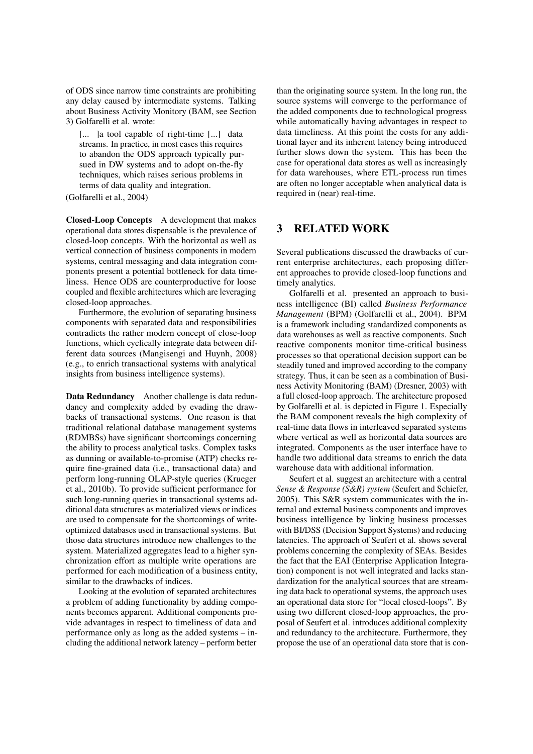of ODS since narrow time constraints are prohibiting any delay caused by intermediate systems. Talking about Business Activity Monitory (BAM, see Section 3) Golfarelli et al. wrote:

> [... ]a tool capable of right-time [...] data streams. In practice, in most cases this requires to abandon the ODS approach typically pursued in DW systems and to adopt on-the-fly techniques, which raises serious problems in terms of data quality and integration.

(Golfarelli et al., 2004)

**Closed-Loop Concepts** A development that makes operational data stores dispensable is the prevalence of closed-loop concepts. With the horizontal as well as vertical connection of business components in modern systems, central messaging and data integration components present a potential bottleneck for data timeliness. Hence ODS are counterproductive for loose coupled and flexible architectures which are leveraging closed-loop approaches.

Furthermore, the evolution of separating business components with separated data and responsibilities contradicts the rather modern concept of close-loop functions, which cyclically integrate data between different data sources (Mangisengi and Huynh, 2008) (e.g., to enrich transactional systems with analytical insights from business intelligence systems).

**Data Redundancy** Another challenge is data redundancy and complexity added by evading the drawbacks of transactional systems. One reason is that traditional relational database management systems (RDMBSs) have significant shortcomings concerning the ability to process analytical tasks. Complex tasks as dunning or available-to-promise (ATP) checks require fine-grained data (i.e., transactional data) and perform long-running OLAP-style queries (Krueger et al., 2010b). To provide sufficient performance for such long-running queries in transactional systems additional data structures as materialized views or indices are used to compensate for the shortcomings of write-optimized databases used in transactional systems. But those data structures introduce new challenges to the system. Materialized aggregates lead to a higher synchronization effort as multiple write operations are performed for each modification of a business entity, similar to the drawbacks of indices.

Looking at the evolution of separated architectures a problem of adding functionality by adding components becomes apparent. Additional components provide advantages in respect to timeliness of data and performance only as long as the added systems – including the additional network latency – perform better than the originating source system. In the long run, the source systems will converge to the performance of the added components due to technological progress while automatically having advantages in respect to data timeliness. At this point the costs for any additional layer and its inherent latency being introduced further slows down the system. This has been the case for operational data stores as well as increasingly for data warehouses, where ETL-process run times are often no longer acceptable when analytical data is required in (near) real-time.

# 3 RELATED WORK

Several publications discussed the drawbacks of current enterprise architectures, each proposing different approaches to provide closed-loop functions and timely analytics.

Golfarelli et al. presented an approach to business intelligence (BI) called *Business Performance Management* (BPM) (Golfarelli et al., 2004). BPM is a framework including standardized components as data warehouses as well as reactive components. Such reactive components monitor time-critical business processes so that operational decision support can be steadily tuned and improved according to the company strategy. Thus, it can be seen as a combination of Business Activity Monitoring (BAM) (Dresner, 2003) with a full closed-loop approach. The architecture proposed by Golfarelli et al. is depicted in Figure 1. Especially the BAM component reveals the high complexity of real-time data flows in interleaved separated systems where vertical as well as horizontal data sources are integrated. Components as the user interface have to handle two additional data streams to enrich the data warehouse data with additional information.

Seufert et al. suggest an architecture with a central *Sense & Response (S&R) system* (Seufert and Schiefer, 2005). This S&R system communicates with the internal and external business components and improves business intelligence by linking business processes with BI/DSS (Decision Support Systems) and reducing latencies. The approach of Seufert et al. shows several problems concerning the complexity of SEAs. Besides the fact that the EAI (Enterprise Application Integration) component is not well integrated and lacks standardization for the analytical sources that are streaming data back to operational systems, the approach uses an operational data store for "local closed-loops". By using two different closed-loop approaches, the proposal of Seufert et al. introduces additional complexity and redundancy to the architecture. Furthermore, they propose the use of an operational data store that is con-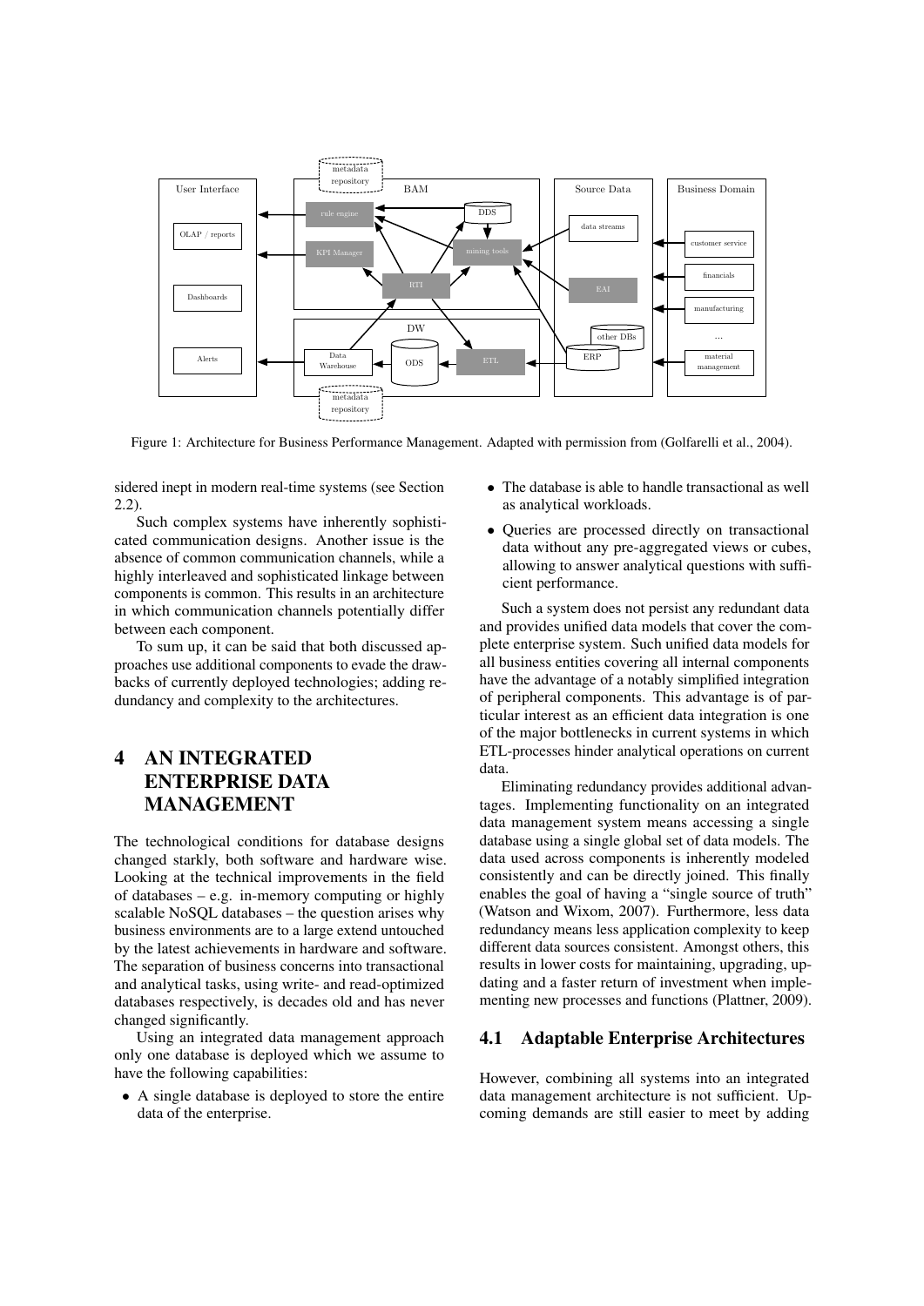Figure 1: Architecture for Business Performance Management. Adapted with permission from (Golfarelli et al., 2004).

sidered inept in modern real-time systems (see Section 2.2).

Such complex systems have inherently sophisticated communication designs. Another issue is the absence of common communication channels, while a highly interleaved and sophisticated linkage between components is common. This results in an architecture in which communication channels potentially differ between each component.

To sum up, it can be said that both discussed approaches use additional components to evade the drawbacks of currently deployed technologies; adding redundancy and complexity to the architectures.

# 4 AN INTEGRATED ENTERPRISE DATA MANAGEMENT

The technological conditions for database designs changed starkly, both software and hardware wise. Looking at the technical improvements in the field of databases – e.g. in-memory computing or highly scalable NoSQL databases – the question arises why business environments are to a large extend untouched by the latest achievements in hardware and software. The separation of business concerns into transactional and analytical tasks, using write- and read-optimized databases respectively, is decades old and has never changed significantly.

Using an integrated data management approach only one database is deployed which we assume to have the following capabilities:

- A single database is deployed to store the entire data of the enterprise.
- The database is able to handle transactional as well as analytical workloads.
- Queries are processed directly on transactional data without any pre-aggregated views or cubes, allowing to answer analytical questions with sufficient performance.

Such a system does not persist any redundant data and provides unified data models that cover the complete enterprise system. Such unified data models for all business entities covering all internal components have the advantage of a notably simplified integration of peripheral components. This advantage is of particular interest as an efficient data integration is one of the major bottlenecks in current systems in which ETL-processes hinder analytical operations on current data.

Eliminating redundancy provides additional advantages. Implementing functionality on an integrated data management system means accessing a single database using a single global set of data models. The data used across components is inherently modeled consistently and can be directly joined. This finally enables the goal of having a "single source of truth" (Watson and Wixom, 2007). Furthermore, less data redundancy means less application complexity to keep different data sources consistent. Amongst others, this results in lower costs for maintaining, upgrading, updating and a faster return of investment when implementing new processes and functions (Plattner, 2009).

## 4.1 Adaptable Enterprise Architectures

However, combining all systems into an integrated data management architecture is not sufficient. Upcoming demands are still easier to meet by adding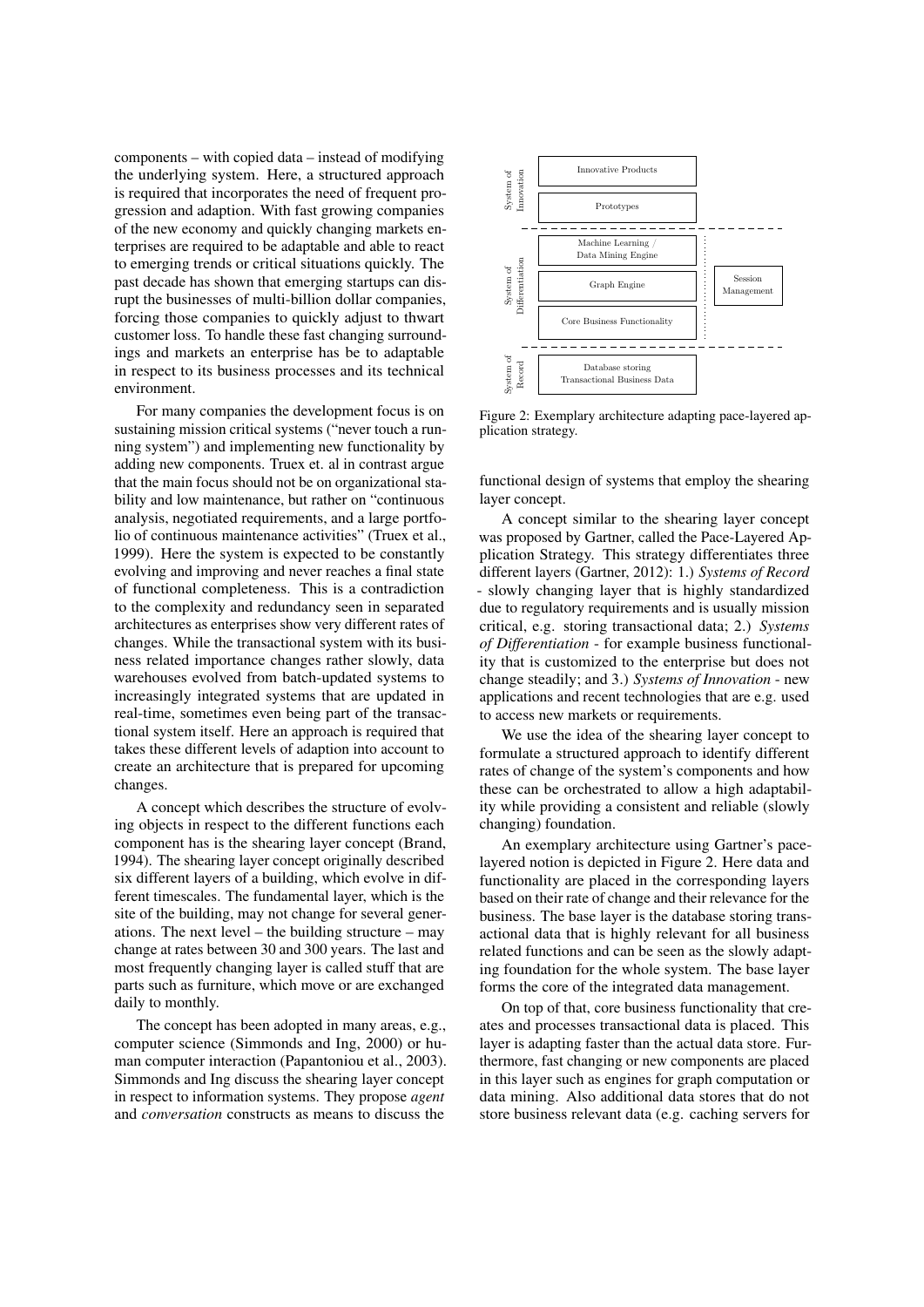components – with copied data – instead of modifying the underlying system. Here, a structured approach is required that incorporates the need of frequent progression and adaption. With fast growing companies of the new economy and quickly changing markets enterprises are required to be adaptable and able to react to emerging trends or critical situations quickly. The past decade has shown that emerging startups can disrupt the businesses of multi-billion dollar companies, forcing those companies to quickly adjust to thwart customer loss. To handle these fast changing surroundings and markets an enterprise has be to adaptable in respect to its business processes and its technical environment.

For many companies the development focus is on sustaining mission critical systems ("never touch a running system") and implementing new functionality by adding new components. Truex et. al in contrast argue that the main focus should not be on organizational stability and low maintenance, but rather on "continuous analysis, negotiated requirements, and a large portfolio of continuous maintenance activities" (Truex et al., 1999). Here the system is expected to be constantly evolving and improving and never reaches a final state of functional completeness. This is a contradiction to the complexity and redundancy seen in separated architectures as enterprises show very different rates of changes. While the transactional system with its business related importance changes rather slowly, data warehouses evolved from batch-updated systems to increasingly integrated systems that are updated in real-time, sometimes even being part of the transactional system itself. Here an approach is required that takes these different levels of adaption into account to create an architecture that is prepared for upcoming changes.

A concept which describes the structure of evolving objects in respect to the different functions each component has is the shearing layer concept (Brand, 1994). The shearing layer concept originally described six different layers of a building, which evolve in different timescales. The fundamental layer, which is the site of the building, may not change for several generations. The next level – the building structure – may change at rates between 30 and 300 years. The last and most frequently changing layer is called stuff that are parts such as furniture, which move or are exchanged daily to monthly.

The concept has been adopted in many areas, e.g., computer science (Simmonds and Ing, 2000) or human computer interaction (Papantoniou et al., 2003). Simmonds and Ing discuss the shearing layer concept in respect to information systems. They propose *agent* and *conversation* constructs as means to discuss the functional design of systems that employ the shearing layer concept.

Figure 2: Exemplary architecture adapting pace-layered application strategy.

A concept similar to the shearing layer concept was proposed by Gartner, called the Pace-Layered Application Strategy. This strategy differentiates three different layers (Gartner, 2012): 1.) *Systems of Record* - slowly changing layer that is highly standardized due to regulatory requirements and is usually mission critical, e.g. storing transactional data; 2.) *Systems of Differentiation* - for example business functionality that is customized to the enterprise but does not change steadily; and 3.) *Systems of Innovation* - new applications and recent technologies that are e.g. used to access new markets or requirements.

We use the idea of the shearing layer concept to formulate a structured approach to identify different rates of change of the system's components and how these can be orchestrated to allow a high adaptability while providing a consistent and reliable (slowly changing) foundation.

An exemplary architecture using Gartner's pace-layered notion is depicted in Figure 2. Here data and functionality are placed in the corresponding layers based on their rate of change and their relevance for the business. The base layer is the database storing transactional data that is highly relevant for all business related functions and can be seen as the slowly adapting foundation for the whole system. The base layer forms the core of the integrated data management.

On top of that, core business functionality that creates and processes transactional data is placed. This layer is adapting faster than the actual data store. Furthermore, fast changing or new components are placed in this layer such as engines for graph computation or data mining. Also additional data stores that do not store business relevant data (e.g. caching servers for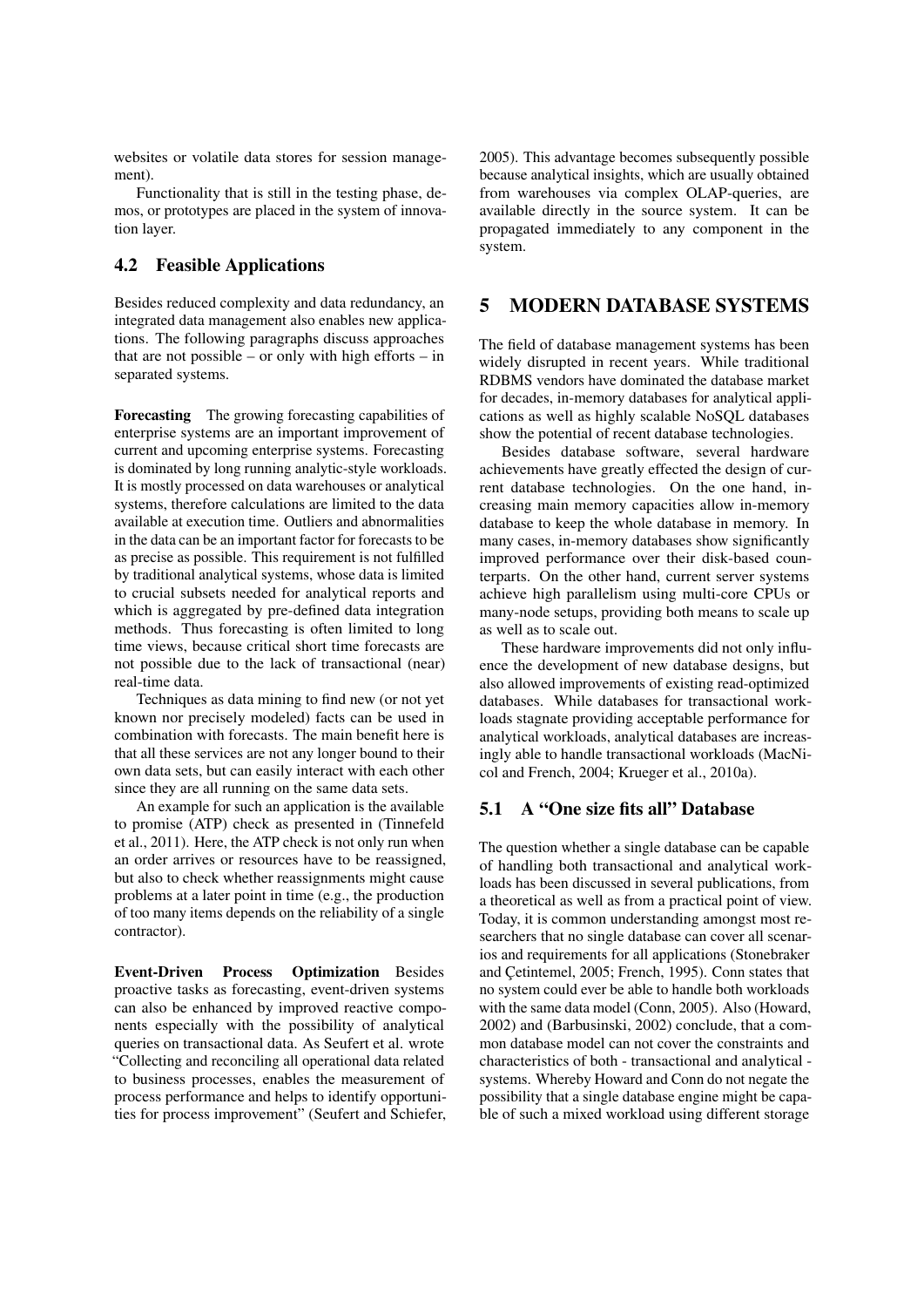websites or volatile data stores for session management).

Functionality that is still in the testing phase, demos, or prototypes are placed in the system of innovation layer.

### 4.2 Feasible Applications

Besides reduced complexity and data redundancy, an integrated data management also enables new applications. The following paragraphs discuss approaches that are not possible – or only with high efforts – in separated systems.

**Forecasting** The growing forecasting capabilities of enterprise systems are an important improvement of current and upcoming enterprise systems. Forecasting is dominated by long running analytic-style workloads. It is mostly processed on data warehouses or analytical systems, therefore calculations are limited to the data available at execution time. Outliers and abnormalities in the data can be an important factor for forecasts to be as precise as possible. This requirement is not fulfilled by traditional analytical systems, whose data is limited to crucial subsets needed for analytical reports and which is aggregated by pre-defined data integration methods. Thus forecasting is often limited to long time views, because critical short time forecasts are not possible due to the lack of transactional (near) real-time data.

Techniques as data mining to find new (or not yet known nor precisely modeled) facts can be used in combination with forecasts. The main benefit here is that all these services are not any longer bound to their own data sets, but can easily interact with each other since they are all running on the same data sets.

An example for such an application is the available to promise (ATP) check as presented in (Tinnefeld et al., 2011). Here, the ATP check is not only run when an order arrives or resources have to be reassigned, but also to check whether reassignments might cause problems at a later point in time (e.g., the production of too many items depends on the reliability of a single contractor).

**Event-Driven Process Optimization** Besides proactive tasks as forecasting, event-driven systems can also be enhanced by improved reactive components especially with the possibility of analytical queries on transactional data. As Seufert et al. wrote "Collecting and reconciling all operational data related to business processes, enables the measurement of process performance and helps to identify opportunities for process improvement" (Seufert and Schiefer, 2005). This advantage becomes subsequently possible because analytical insights, which are usually obtained from warehouses via complex OLAP-queries, are available directly in the source system. It can be propagated immediately to any component in the system.

## 5 MODERN DATABASE SYSTEMS

The field of database management systems has been widely disrupted in recent years. While traditional RDBMS vendors have dominated the database market for decades, in-memory databases for analytical applications as well as highly scalable NoSQL databases show the potential of recent database technologies.

Besides database software, several hardware achievements have greatly effected the design of current database technologies. On the one hand, increasing main memory capacities allow in-memory database to keep the whole database in memory. In many cases, in-memory databases show significantly improved performance over their disk-based counterparts. On the other hand, current server systems achieve high parallelism using multi-core CPUs or many-node setups, providing both means to scale up as well as to scale out.

These hardware improvements did not only influence the development of new database designs, but also allowed improvements of existing read-optimized databases. While databases for transactional workloads stagnate providing acceptable performance for analytical workloads, analytical databases are increasingly able to handle transactional workloads (MacNicol and French, 2004; Krueger et al., 2010a).

### 5.1 A "One size fits all" Database

The question whether a single database can be capable of handling both transactional and analytical workloads has been discussed in several publications, from a theoretical as well as from a practical point of view. Today, it is common understanding amongst most researchers that no single database can cover all scenarios and requirements for all applications (Stonebraker and Çetintemel, 2005; French, 1995). Conn states that no system could ever be able to handle both workloads with the same data model (Conn, 2005). Also (Howard, 2002) and (Barbusinski, 2002) conclude, that a common database model can not cover the constraints and characteristics of both - transactional and analytical - systems. Whereby Howard and Conn do not negate the possibility that a single database engine might be capable of such a mixed workload using different storage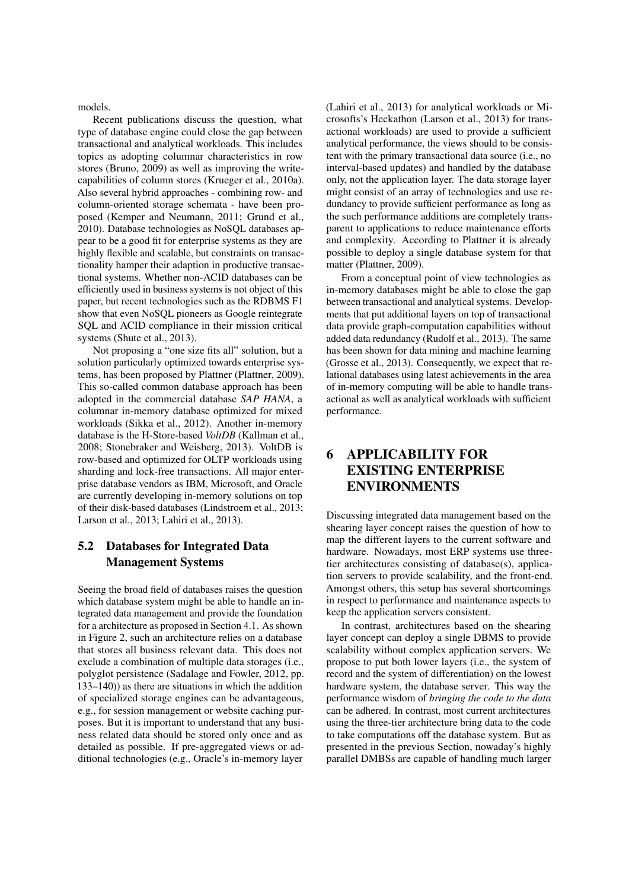models.

Recent publications discuss the question, what type of database engine could close the gap between transactional and analytical workloads. This includes topics as adopting columnar characteristics in row stores (Bruno, 2009) as well as improving the write-capabilities of column stores (Krueger et al., 2010a). Also several hybrid approaches - combining row- and column-oriented storage schemata - have been proposed (Kemper and Neumann, 2011; Grund et al., 2010). Database technologies as NoSQL databases appear to be a good fit for enterprise systems as they are highly flexible and scalable, but constraints on transactionality hamper their adaption in productive transactional systems. Whether non-ACID databases can be efficiently used in business systems is not object of this paper, but recent technologies such as the RDBMS F1 show that even NoSQL pioneers as Google reintegrate SQL and ACID compliance in their mission critical systems (Shute et al., 2013).

Not proposing a "one size fits all" solution, but a solution particularly optimized towards enterprise systems, has been proposed by Plattner (Plattner, 2009). This so-called common database approach has been adopted in the commercial database *SAP HANA*, a columnar in-memory database optimized for mixed workloads (Sikka et al., 2012). Another in-memory database is the H-Store-based *VoltDB* (Kallman et al., 2008; Stonebraker and Weisberg, 2013). VoltDB is row-based and optimized for OLTP workloads using sharding and lock-free transactions. All major enterprise database vendors as IBM, Microsoft, and Oracle are currently developing in-memory solutions on top of their disk-based databases (Lindstroem et al., 2013; Larson et al., 2013; Lahiri et al., 2013).

## 5.2 Databases for Integrated Data Management Systems

Seeing the broad field of databases raises the question which database system might be able to handle an integrated data management and provide the foundation for a architecture as proposed in Section 4.1. As shown in Figure 2, such an architecture relies on a database that stores all business relevant data. This does not exclude a combination of multiple data storages (i.e., polyglot persistence (Sadalage and Fowler, 2012, pp. 133–140)) as there are situations in which the addition of specialized storage engines can be advantageous, e.g., for session management or website caching purposes. But it is important to understand that any business related data should be stored only once and as detailed as possible. If pre-aggregated views or additional technologies (e.g., Oracle's in-memory layer (Lahiri et al., 2013) for analytical workloads or Microsofts's Heckathon (Larson et al., 2013) for transactional workloads) are used to provide a sufficient analytical performance, the views should to be consistent with the primary transactional data source (i.e., no interval-based updates) and handled by the database only, not the application layer. The data storage layer might consist of an array of technologies and use redundancy to provide sufficient performance as long as the such performance additions are completely transparent to applications to reduce maintenance efforts and complexity. According to Plattner it is already possible to deploy a single database system for that matter (Plattner, 2009).

From a conceptual point of view technologies as in-memory databases might be able to close the gap between transactional and analytical systems. Developments that put additional layers on top of transactional data provide graph-computation capabilities without added data redundancy (Rudolf et al., 2013). The same has been shown for data mining and machine learning (Grosse et al., 2013). Consequently, we expect that relational databases using latest achievements in the area of in-memory computing will be able to handle transactional as well as analytical workloads with sufficient performance.

# 6 APPLICABILITY FOR EXISTING ENTERPRISE ENVIRONMENTS

Discussing integrated data management based on the shearing layer concept raises the question of how to map the different layers to the current software and hardware. Nowadays, most ERP systems use three-tier architectures consisting of database(s), application servers to provide scalability, and the front-end. Amongst others, this setup has several shortcomings in respect to performance and maintenance aspects to keep the application servers consistent.

In contrast, architectures based on the shearing layer concept can deploy a single DBMS to provide scalability without complex application servers. We propose to put both lower layers (i.e., the system of record and the system of differentiation) on the lowest hardware system, the database server. This way the performance wisdom of *bringing the code to the data* can be adhered. In contrast, most current architectures using the three-tier architecture bring data to the code to take computations off the database system. But as presented in the previous Section, nowaday's highly parallel DMBSs are capable of handling much larger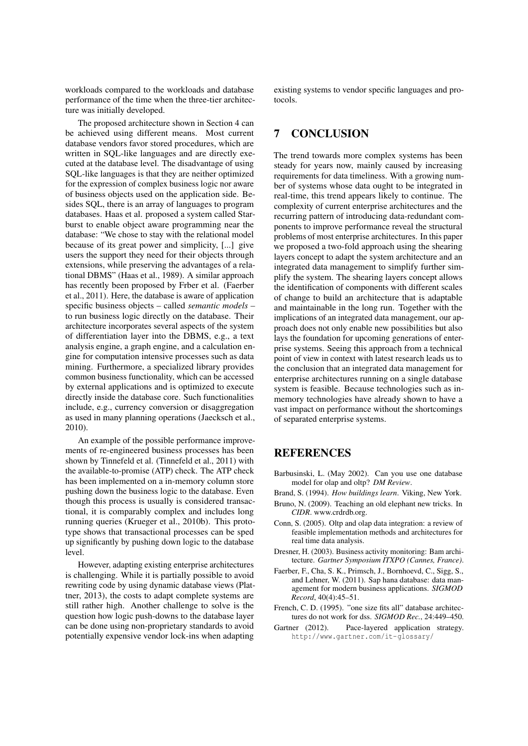workloads compared to the workloads and database performance of the time when the three-tier architecture was initially developed.

The proposed architecture shown in Section 4 can be achieved using different means. Most current database vendors favor stored procedures, which are written in SQL-like languages and are directly executed at the database level. The disadvantage of using SQL-like languages is that they are neither optimized for the expression of complex business logic nor aware of business objects used on the application side. Besides SQL, there is an array of languages to program databases. Haas et al. proposed a system called Starburst to enable object aware programming near the database: "We chose to stay with the relational model because of its great power and simplicity, [...] give users the support they need for their objects through extensions, while preserving the advantages of a relational DBMS" (Haas et al., 1989). A similar approach has recently been proposed by Frber et al. (Faerber et al., 2011). Here, the database is aware of application specific business objects – called *semantic models* – to run business logic directly on the database. Their architecture incorporates several aspects of the system of differentiation layer into the DBMS, e.g., a text analysis engine, a graph engine, and a calculation engine for computation intensive processes such as data mining. Furthermore, a specialized library provides common business functionality, which can be accessed by external applications and is optimized to execute directly inside the database core. Such functionalities include, e.g., currency conversion or disaggregation as used in many planning operations (Jaecksch et al., 2010).

An example of the possible performance improvements of re-engineered business processes has been shown by Tinnefeld et al. (Tinnefeld et al., 2011) with the available-to-promise (ATP) check. The ATP check has been implemented on a in-memory column store pushing down the business logic to the database. Even though this process is usually is considered transactional, it is comparably complex and includes long running queries (Krueger et al., 2010b). This prototype shows that transactional processes can be sped up significantly by pushing down logic to the database level.

However, adapting existing enterprise architectures is challenging. While it is partially possible to avoid rewriting code by using dynamic database views (Plattner, 2013), the costs to adapt complete systems are still rather high. Another challenge to solve is the question how logic push-downs to the database layer can be done using non-proprietary standards to avoid potentially expensive vendor lock-ins when adapting existing systems to vendor specific languages and protocols.

## 7 CONCLUSION

The trend towards more complex systems has been steady for years now, mainly caused by increasing requirements for data timeliness. With a growing number of systems whose data ought to be integrated in real-time, this trend appears likely to continue. The complexity of current enterprise architectures and the recurring pattern of introducing data-redundant components to improve performance reveal the structural problems of most enterprise architectures. In this paper we proposed a two-fold approach using the shearing layers concept to adapt the system architecture and an integrated data management to simplify further simplify the system. The shearing layers concept allows the identification of components with different scales of change to build an architecture that is adaptable and maintainable in the long run. Together with the implications of an integrated data management, our approach does not only enable new possibilities but also lays the foundation for upcoming generations of enterprise systems. Seeing this approach from a technical point of view in context with latest research leads us to the conclusion that an integrated data management for enterprise architectures running on a single database system is feasible. Because technologies such as in-memory technologies have already shown to have a vast impact on performance without the shortcomings of separated enterprise systems.

## REFERENCES

Barbusinski, L. (May 2002). Can you use one database model for olap and oltp? *DM Review*.

Brand, S. (1994). *How buildings learn*. Viking, New York.

Bruno, N. (2009). Teaching an old elephant new tricks. In *CIDR*. www.crdrdb.org.

Conn, S. (2005). Oltp and olap data integration: a review of feasible implementation methods and architectures for real time data analysis.

Dresner, H. (2003). Business activity monitoring: Bam architecture. *Gartner Symposium ITXPO (Cannes, France)*.

Faerber, F., Cha, S. K., Primsch, J., Bornhoevd, C., Sigg, S., and Lehner, W. (2011). Sap hana database: data management for modern business applications. *SIGMOD Record*, 40(4):45–51.

French, C. D. (1995). "one size fits all" database architectures do not work for dss. *SIGMOD Rec.*, 24:449–450.

Gartner (2012). Pace-layered application strategy. http://www.gartner.com/it-glossary/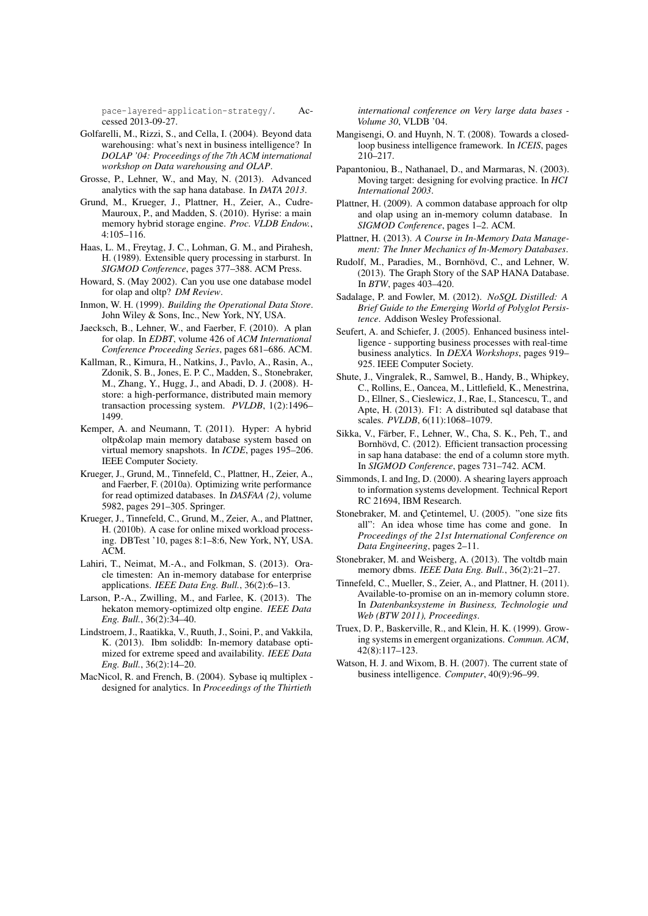pace-layered-application-strategy/. Accessed 2013-09-27.

Golfarelli, M., Rizzi, S., and Cella, I. (2004). Beyond data warehousing: what's next in business intelligence? In *DOLAP '04: Proceedings of the 7th ACM international workshop on Data warehousing and OLAP*.

Grosse, P., Lehner, W., and May, N. (2013). Advanced analytics with the sap hana database. In *DATA 2013*.

Grund, M., Krueger, J., Plattner, H., Zeier, A., Cudre-Mauroux, P., and Madden, S. (2010). Hyrise: a main memory hybrid storage engine. *Proc. VLDB Endow.*, 4:105–116.

Haas, L. M., Freytag, J. C., Lohman, G. M., and Pirahesh, H. (1989). Extensible query processing in starburst. In *SIGMOD Conference*, pages 377–388. ACM Press.

Howard, S. (May 2002). Can you use one database model for olap and oltp? *DM Review*.

Inmon, W. H. (1999). *Building the Operational Data Store*. John Wiley & Sons, Inc., New York, NY, USA.

Jaecksch, B., Lehner, W., and Faerber, F. (2010). A plan for olap. In *EDBT*, volume 426 of *ACM International Conference Proceeding Series*, pages 681–686. ACM.

Kallman, R., Kimura, H., Natkins, J., Pavlo, A., Rasin, A., Zdonik, S. B., Jones, E. P. C., Madden, S., Stonebraker, M., Zhang, Y., Hugg, J., and Abadi, D. J. (2008). H-store: a high-performance, distributed main memory transaction processing system. *PVLDB*, 1(2):1496–1499.

Kemper, A. and Neumann, T. (2011). Hyper: A hybrid oltp&olap main memory database system based on virtual memory snapshots. In *ICDE*, pages 195–206. IEEE Computer Society.

Krueger, J., Grund, M., Tinnefeld, C., Plattner, H., Zeier, A., and Faerber, F. (2010a). Optimizing write performance for read optimized databases. In *DASFAA (2)*, volume 5982, pages 291–305. Springer.

Krueger, J., Tinnefeld, C., Grund, M., Zeier, A., and Plattner, H. (2010b). A case for online mixed workload processing. DBTest '10, pages 8:1–8:6, New York, NY, USA. ACM.

Lahiri, T., Neimat, M.-A., and Folkman, S. (2013). Oracle timesten: An in-memory database for enterprise applications. *IEEE Data Eng. Bull.*, 36(2):6–13.

Larson, P.-A., Zwilling, M., and Farlee, K. (2013). The hekaton memory-optimized oltp engine. *IEEE Data Eng. Bull.*, 36(2):34–40.

Lindstroem, J., Raatikka, V., Ruuth, J., Soini, P., and Vakkila, K. (2013). Ibm soliddb: In-memory database optimized for extreme speed and availability. *IEEE Data Eng. Bull.*, 36(2):14–20.

MacNicol, R. and French, B. (2004). Sybase iq multiplex - designed for analytics. In *Proceedings of the Thirtieth international conference on Very large data bases - Volume 30*, VLDB '04.

Mangisengi, O. and Huynh, N. T. (2008). Towards a closed-loop business intelligence framework. In *ICEIS*, pages 210–217.

Papantoniou, B., Nathanael, D., and Marmaras, N. (2003). Moving target: designing for evolving practice. In *HCI International 2003*.

Plattner, H. (2009). A common database approach for oltp and olap using an in-memory column database. In *SIGMOD Conference*, pages 1–2. ACM.

Plattner, H. (2013). *A Course in In-Memory Data Management: The Inner Mechanics of In-Memory Databases*.

Rudolf, M., Paradies, M., Bornhövd, C., and Lehner, W. (2013). The Graph Story of the SAP HANA Database. In *BTW*, pages 403–420.

Sadalage, P. and Fowler, M. (2012). *NoSQL Distilled: A Brief Guide to the Emerging World of Polyglot Persistence*. Addison Wesley Professional.

Seufert, A. and Schiefer, J. (2005). Enhanced business intelligence - supporting business processes with real-time business analytics. In *DEXA Workshops*, pages 919–925. IEEE Computer Society.

Shute, J., Vingralek, R., Samwel, B., Handy, B., Whipkey, C., Rollins, E., Oancea, M., Littlefield, K., Menestrina, D., Ellner, S., Cieslewicz, J., Rae, I., Stancescu, T., and Apte, H. (2013). F1: A distributed sql database that scales. *PVLDB*, 6(11):1068–1079.

Sikka, V., Färber, F., Lehner, W., Cha, S. K., Peh, T., and Bornhövd, C. (2012). Efficient transaction processing in sap hana database: the end of a column store myth. In *SIGMOD Conference*, pages 731–742. ACM.

Simmonds, I. and Ing, D. (2000). A shearing layers approach to information systems development. Technical Report RC 21694, IBM Research.

Stonebraker, M. and Çetintemel, U. (2005). "one size fits all": An idea whose time has come and gone. In *Proceedings of the 21st International Conference on Data Engineering*, pages 2–11.

Stonebraker, M. and Weisberg, A. (2013). The voltdb main memory dbms. *IEEE Data Eng. Bull.*, 36(2):21–27.

Tinnefeld, C., Mueller, S., Zeier, A., and Plattner, H. (2011). Available-to-promise on an in-memory column store. In *Datenbanksysteme in Business, Technologie und Web (BTW 2011), Proceedings*.

Truex, D. P., Baskerville, R., and Klein, H. K. (1999). Growing systems in emergent organizations. *Commun. ACM*, 42(8):117–123.

Watson, H. J. and Wixom, B. H. (2007). The current state of business intelligence. *Computer*, 40(9):96–99.